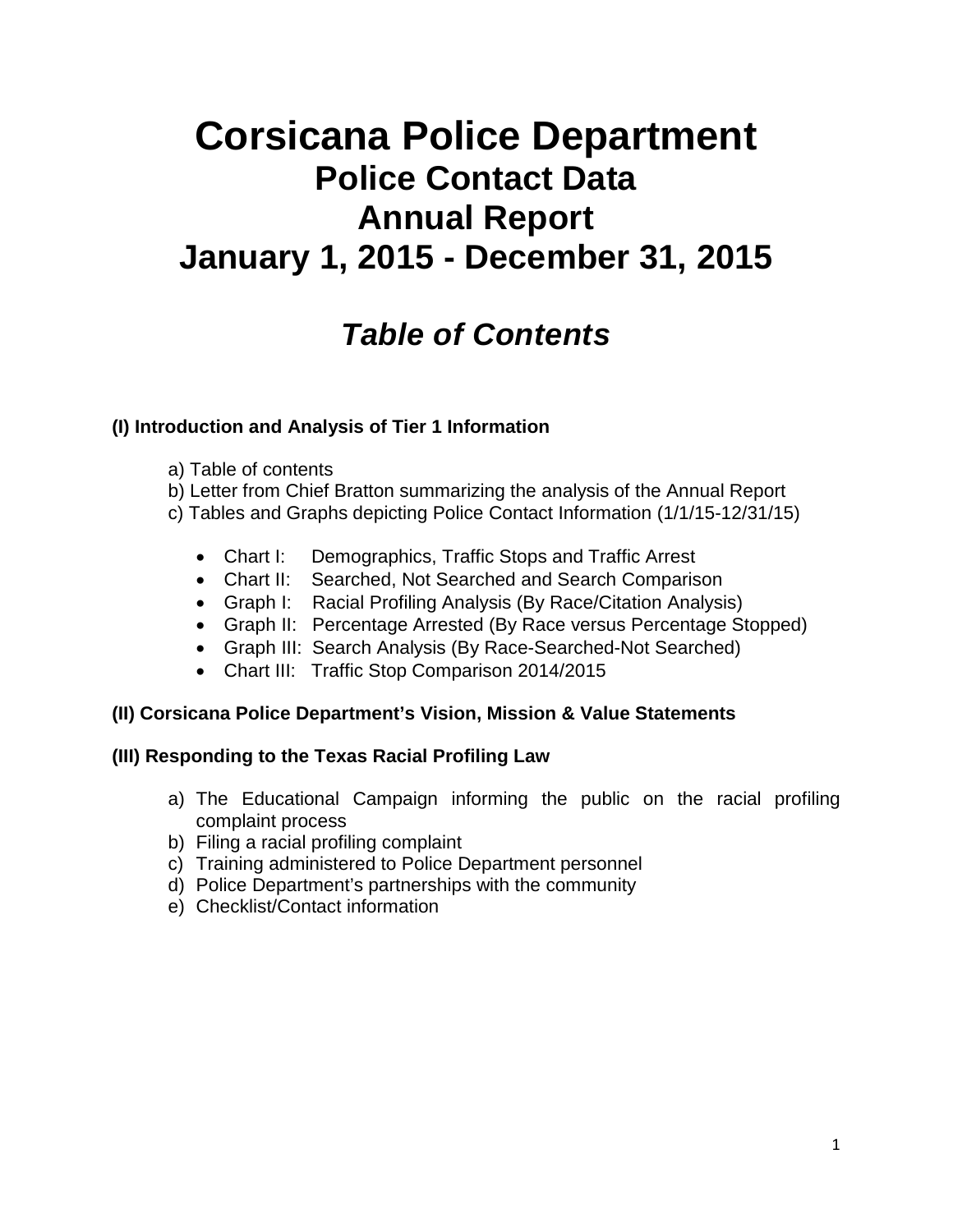# Corsicana Police Department
## Police Contact Data
## Annual Report
## January 1, 2015 - December 31, 2015

## *Table of Contents*

**(I) Introduction and Analysis of Tier 1 Information**

a) Table of contents
b) Letter from Chief Bratton summarizing the analysis of the Annual Report
c) Tables and Graphs depicting Police Contact Information (1/1/15-12/31/15)

- Chart I: Demographics, Traffic Stops and Traffic Arrest
- Chart II: Searched, Not Searched and Search Comparison
- Graph I: Racial Profiling Analysis (By Race/Citation Analysis)
- Graph II: Percentage Arrested (By Race versus Percentage Stopped)
- Graph III: Search Analysis (By Race-Searched-Not Searched)
- Chart III: Traffic Stop Comparison 2014/2015

**(II) Corsicana Police Department's Vision, Mission & Value Statements**

**(III) Responding to the Texas Racial Profiling Law**

a) The Educational Campaign informing the public on the racial profiling complaint process
b) Filing a racial profiling complaint
c) Training administered to Police Department personnel
d) Police Department's partnerships with the community
e) Checklist/Contact information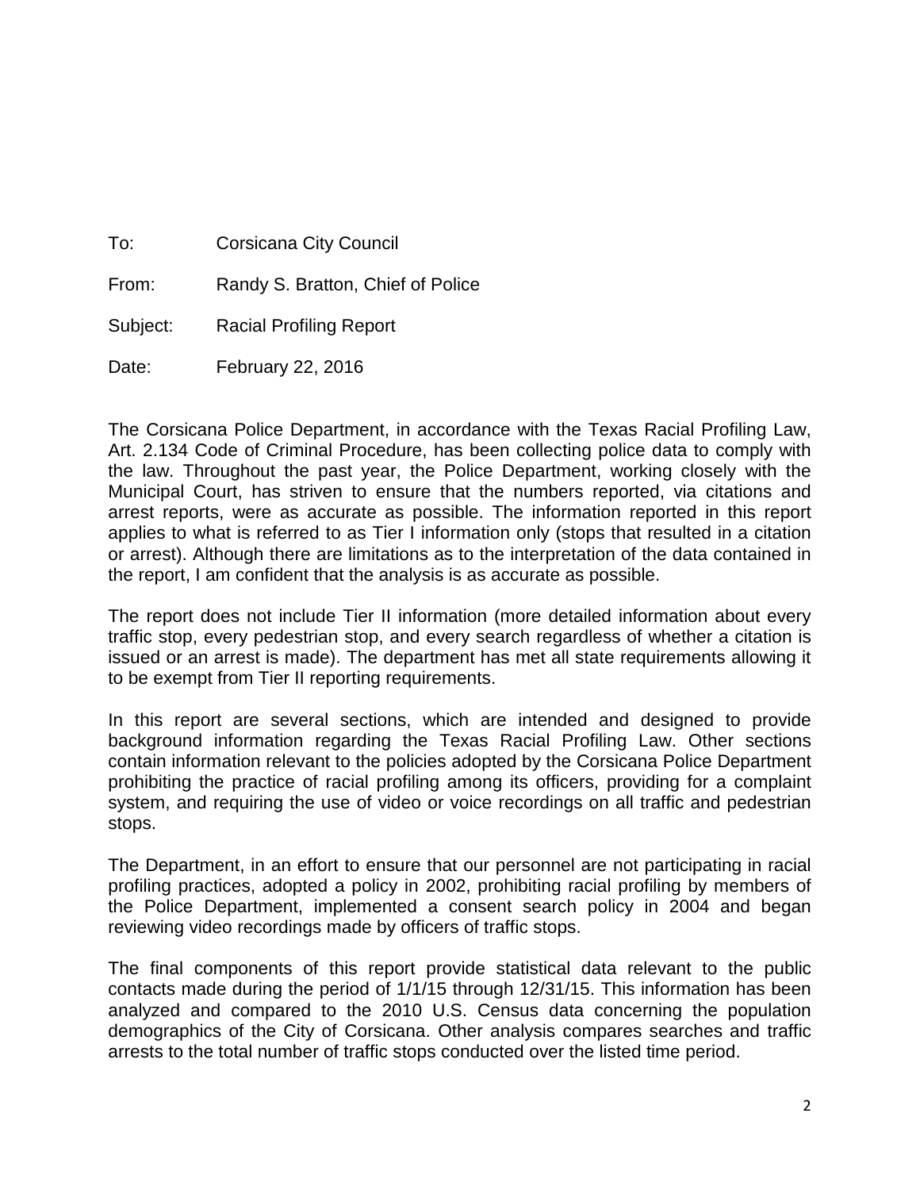To: Corsicana City Council

From: Randy S. Bratton, Chief of Police

Subject: Racial Profiling Report

Date: February 22, 2016

The Corsicana Police Department, in accordance with the Texas Racial Profiling Law, Art. 2.134 Code of Criminal Procedure, has been collecting police data to comply with the law. Throughout the past year, the Police Department, working closely with the Municipal Court, has striven to ensure that the numbers reported, via citations and arrest reports, were as accurate as possible. The information reported in this report applies to what is referred to as Tier I information only (stops that resulted in a citation or arrest). Although there are limitations as to the interpretation of the data contained in the report, I am confident that the analysis is as accurate as possible.

The report does not include Tier II information (more detailed information about every traffic stop, every pedestrian stop, and every search regardless of whether a citation is issued or an arrest is made). The department has met all state requirements allowing it to be exempt from Tier II reporting requirements.

In this report are several sections, which are intended and designed to provide background information regarding the Texas Racial Profiling Law. Other sections contain information relevant to the policies adopted by the Corsicana Police Department prohibiting the practice of racial profiling among its officers, providing for a complaint system, and requiring the use of video or voice recordings on all traffic and pedestrian stops.

The Department, in an effort to ensure that our personnel are not participating in racial profiling practices, adopted a policy in 2002, prohibiting racial profiling by members of the Police Department, implemented a consent search policy in 2004 and began reviewing video recordings made by officers of traffic stops.

The final components of this report provide statistical data relevant to the public contacts made during the period of 1/1/15 through 12/31/15. This information has been analyzed and compared to the 2010 U.S. Census data concerning the population demographics of the City of Corsicana. Other analysis compares searches and traffic arrests to the total number of traffic stops conducted over the listed time period.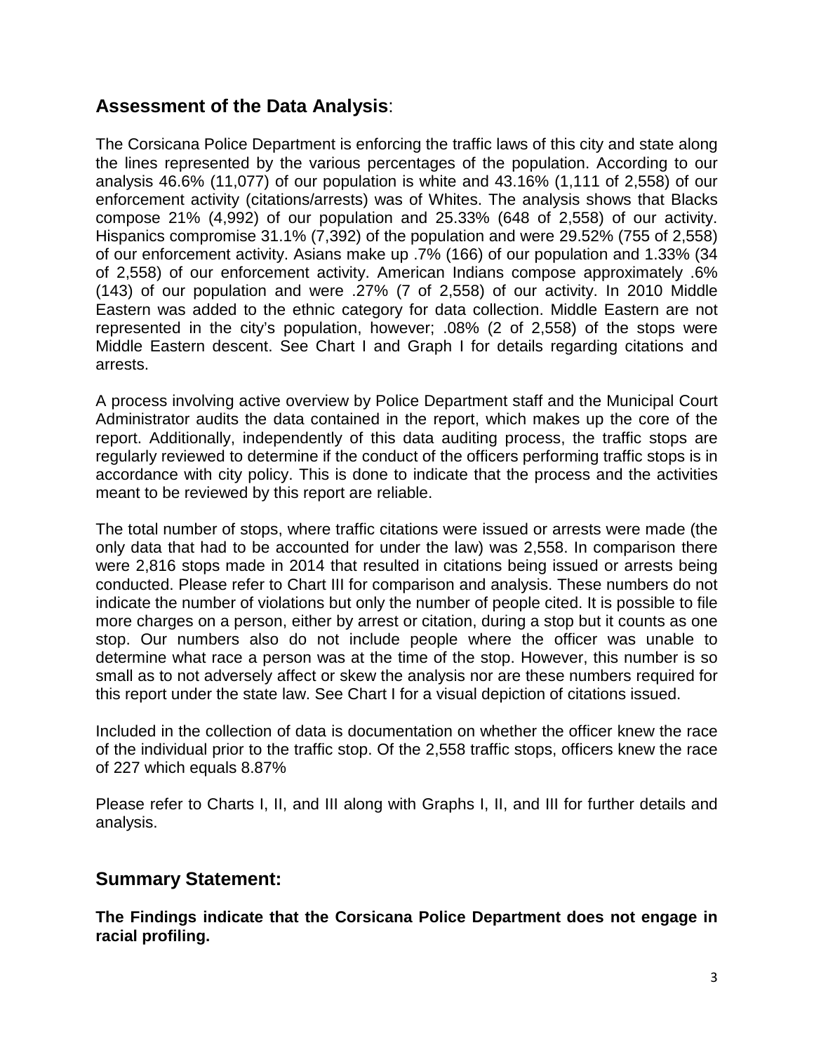## **Assessment of the Data Analysis**:

The Corsicana Police Department is enforcing the traffic laws of this city and state along the lines represented by the various percentages of the population. According to our analysis 46.6% (11,077) of our population is white and 43.16% (1,111 of 2,558) of our enforcement activity (citations/arrests) was of Whites. The analysis shows that Blacks compose 21% (4,992) of our population and 25.33% (648 of 2,558) of our activity. Hispanics compromise 31.1% (7,392) of the population and were 29.52% (755 of 2,558) of our enforcement activity. Asians make up .7% (166) of our population and 1.33% (34 of 2,558) of our enforcement activity. American Indians compose approximately .6% (143) of our population and were .27% (7 of 2,558) of our activity. In 2010 Middle Eastern was added to the ethnic category for data collection. Middle Eastern are not represented in the city's population, however; .08% (2 of 2,558) of the stops were Middle Eastern descent. See Chart I and Graph I for details regarding citations and arrests.

A process involving active overview by Police Department staff and the Municipal Court Administrator audits the data contained in the report, which makes up the core of the report. Additionally, independently of this data auditing process, the traffic stops are regularly reviewed to determine if the conduct of the officers performing traffic stops is in accordance with city policy. This is done to indicate that the process and the activities meant to be reviewed by this report are reliable.

The total number of stops, where traffic citations were issued or arrests were made (the only data that had to be accounted for under the law) was 2,558. In comparison there were 2,816 stops made in 2014 that resulted in citations being issued or arrests being conducted. Please refer to Chart III for comparison and analysis. These numbers do not indicate the number of violations but only the number of people cited. It is possible to file more charges on a person, either by arrest or citation, during a stop but it counts as one stop. Our numbers also do not include people where the officer was unable to determine what race a person was at the time of the stop. However, this number is so small as to not adversely affect or skew the analysis nor are these numbers required for this report under the state law. See Chart I for a visual depiction of citations issued.

Included in the collection of data is documentation on whether the officer knew the race of the individual prior to the traffic stop. Of the 2,558 traffic stops, officers knew the race of 227 which equals 8.87%

Please refer to Charts I, II, and III along with Graphs I, II, and III for further details and analysis.

## **Summary Statement:**

**The Findings indicate that the Corsicana Police Department does not engage in racial profiling.**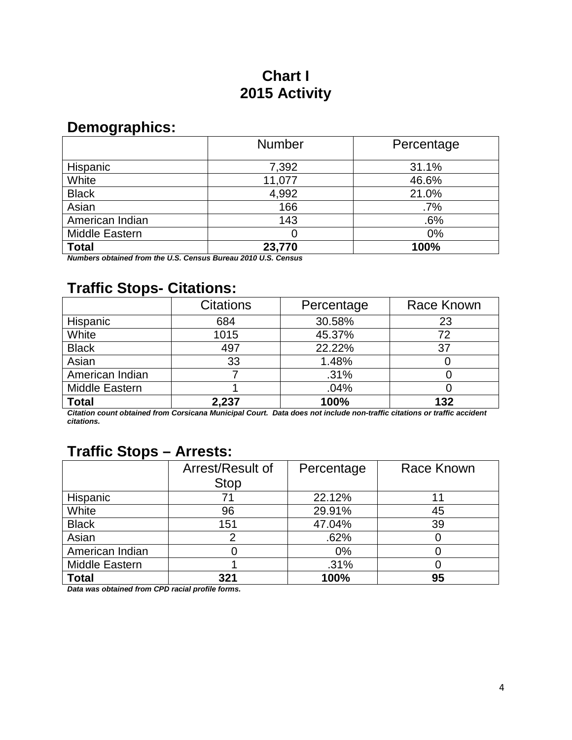# Chart I
# 2015 Activity

## Demographics:

| | Number | Percentage |
|---|---|---|
| Hispanic | 7,392 | 31.1% |
| White | 11,077 | 46.6% |
| Black | 4,992 | 21.0% |
| Asian | 166 | .7% |
| American Indian | 143 | .6% |
| Middle Eastern | 0 | 0% |
| **Total** | **23,770** | **100%** |

***Numbers obtained from the U.S. Census Bureau 2010 U.S. Census***

## Traffic Stops- Citations:

| | Citations | Percentage | Race Known |
|---|---|---|---|
| Hispanic | 684 | 30.58% | 23 |
| White | 1015 | 45.37% | 72 |
| Black | 497 | 22.22% | 37 |
| Asian | 33 | 1.48% | 0 |
| American Indian | 7 | .31% | 0 |
| Middle Eastern | 1 | .04% | 0 |
| **Total** | **2,237** | **100%** | **132** |

***Citation count obtained from Corsicana Municipal Court. Data does not include non-traffic citations or traffic accident citations.***

## Traffic Stops – Arrests:

| | Arrest/Result of Stop | Percentage | Race Known |
|---|---|---|---|
| Hispanic | 71 | 22.12% | 11 |
| White | 96 | 29.91% | 45 |
| Black | 151 | 47.04% | 39 |
| Asian | 2 | .62% | 0 |
| American Indian | 0 | 0% | 0 |
| Middle Eastern | 1 | .31% | 0 |
| **Total** | **321** | **100%** | **95** |

***Data was obtained from CPD racial profile forms.***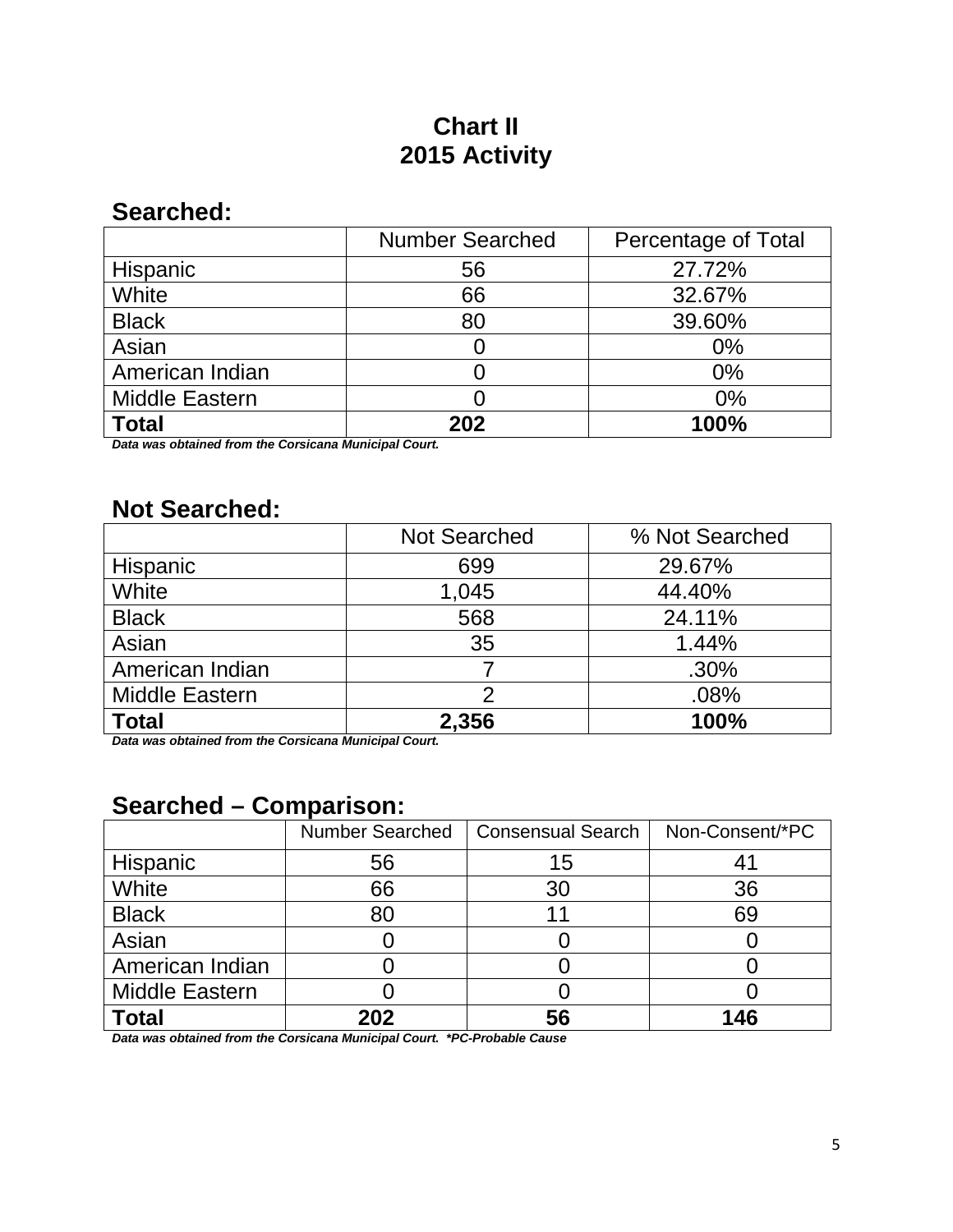# Chart II
# 2015 Activity

## Searched:

| | Number Searched | Percentage of Total |
|---|---|---|
| Hispanic | 56 | 27.72% |
| White | 66 | 32.67% |
| Black | 80 | 39.60% |
| Asian | 0 | 0% |
| American Indian | 0 | 0% |
| Middle Eastern | 0 | 0% |
| **Total** | **202** | **100%** |

***Data was obtained from the Corsicana Municipal Court.***

## Not Searched:

| | Not Searched | % Not Searched |
|---|---|---|
| Hispanic | 699 | 29.67% |
| White | 1,045 | 44.40% |
| Black | 568 | 24.11% |
| Asian | 35 | 1.44% |
| American Indian | 7 | .30% |
| Middle Eastern | 2 | .08% |
| **Total** | **2,356** | **100%** |

***Data was obtained from the Corsicana Municipal Court.***

## Searched – Comparison:

| | Number Searched | Consensual Search | Non-Consent/*PC |
|---|---|---|---|
| Hispanic | 56 | 15 | 41 |
| White | 66 | 30 | 36 |
| Black | 80 | 11 | 69 |
| Asian | 0 | 0 | 0 |
| American Indian | 0 | 0 | 0 |
| Middle Eastern | 0 | 0 | 0 |
| **Total** | **202** | **56** | **146** |

***Data was obtained from the Corsicana Municipal Court. *PC-Probable Cause***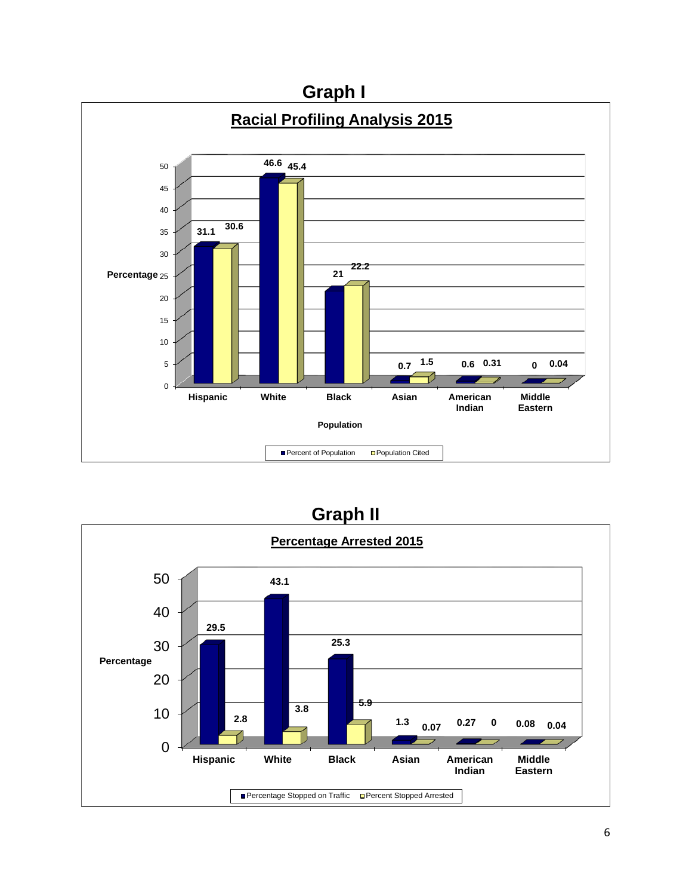## Graph I

### Racial Profiling Analysis 2015

| Population | Percent of Population | Population Cited |
|---|---|---|
| Hispanic | 31.1 | 30.6 |
| White | 46.6 | 45.4 |
| Black | 21 | 22.2 |
| Asian | 0.7 | 1.5 |
| American Indian | 0.6 | 0.31 |
| Middle Eastern | 0 | 0.04 |

## Graph II

### Percentage Arrested 2015

| Population | Percentage Stopped on Traffic | Percent Stopped Arrested |
|---|---|---|
| Hispanic | 29.5 | 2.8 |
| White | 43.1 | 3.8 |
| Black | 25.3 | 5.9 |
| Asian | 1.3 | 0.07 |
| American Indian | 0.27 | 0 |
| Middle Eastern | 0.08 | 0.04 |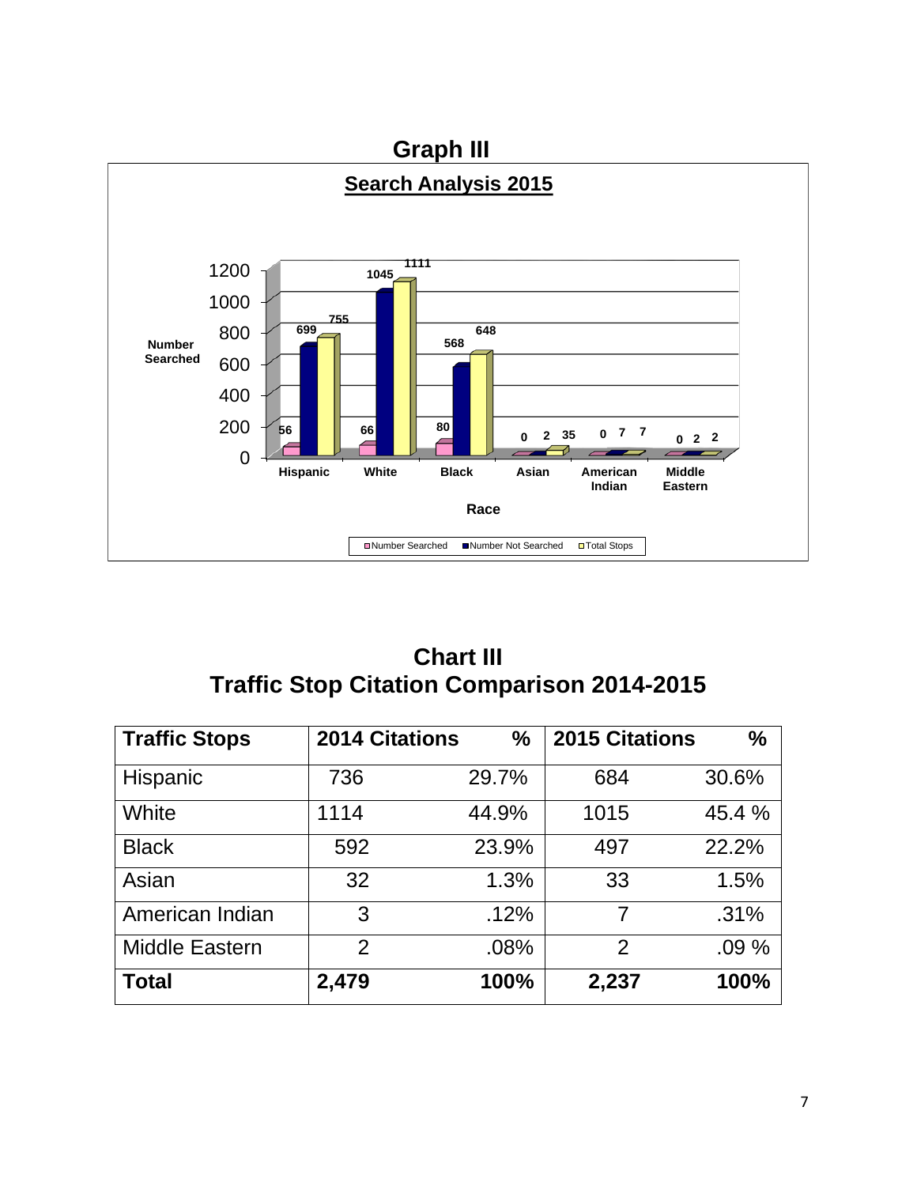## Graph III

**Search Analysis 2015**

| Race | Number Searched | Number Not Searched | Total Stops |
|---|---|---|---|
| Hispanic | 56 | 699 | 755 |
| White | 66 | 1045 | 1111 |
| Black | 80 | 568 | 648 |
| Asian | 0 | 2 | 35 |
| American Indian | 0 | 7 | 7 |
| Middle Eastern | 0 | 2 | 2 |

## Chart III
## Traffic Stop Citation Comparison 2014-2015

| Traffic Stops | 2014 Citations | % | 2015 Citations | % |
|---|---|---|---|---|
| Hispanic | 736 | 29.7% | 684 | 30.6% |
| White | 1114 | 44.9% | 1015 | 45.4 % |
| Black | 592 | 23.9% | 497 | 22.2% |
| Asian | 32 | 1.3% | 33 | 1.5% |
| American Indian | 3 | .12% | 7 | .31% |
| Middle Eastern | 2 | .08% | 2 | .09 % |
| **Total** | **2,479** | **100%** | **2,237** | **100%** |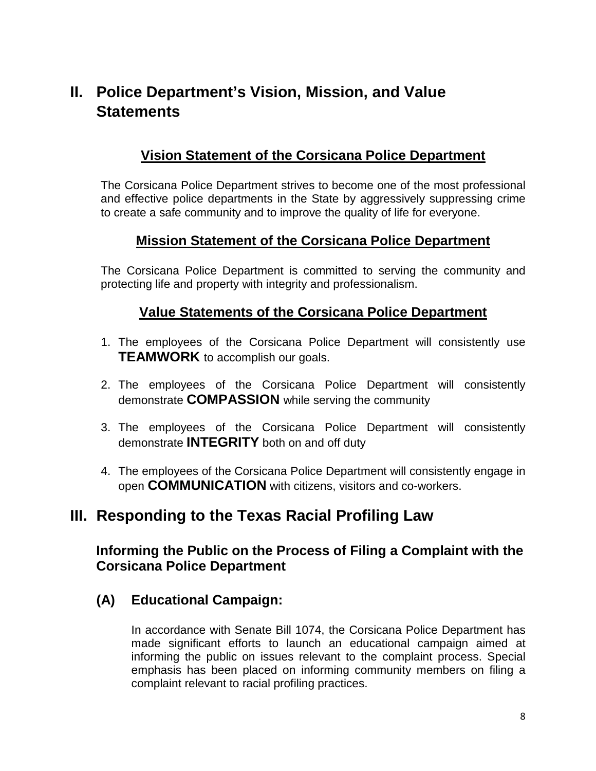# II. Police Department's Vision, Mission, and Value Statements

## Vision Statement of the Corsicana Police Department

The Corsicana Police Department strives to become one of the most professional and effective police departments in the State by aggressively suppressing crime to create a safe community and to improve the quality of life for everyone.

## Mission Statement of the Corsicana Police Department

The Corsicana Police Department is committed to serving the community and protecting life and property with integrity and professionalism.

## Value Statements of the Corsicana Police Department

1. The employees of the Corsicana Police Department will consistently use **TEAMWORK** to accomplish our goals.
2. The employees of the Corsicana Police Department will consistently demonstrate **COMPASSION** while serving the community
3. The employees of the Corsicana Police Department will consistently demonstrate **INTEGRITY** both on and off duty
4. The employees of the Corsicana Police Department will consistently engage in open **COMMUNICATION** with citizens, visitors and co-workers.

# III. Responding to the Texas Racial Profiling Law

## Informing the Public on the Process of Filing a Complaint with the Corsicana Police Department

### (A) Educational Campaign:

In accordance with Senate Bill 1074, the Corsicana Police Department has made significant efforts to launch an educational campaign aimed at informing the public on issues relevant to the complaint process. Special emphasis has been placed on informing community members on filing a complaint relevant to racial profiling practices.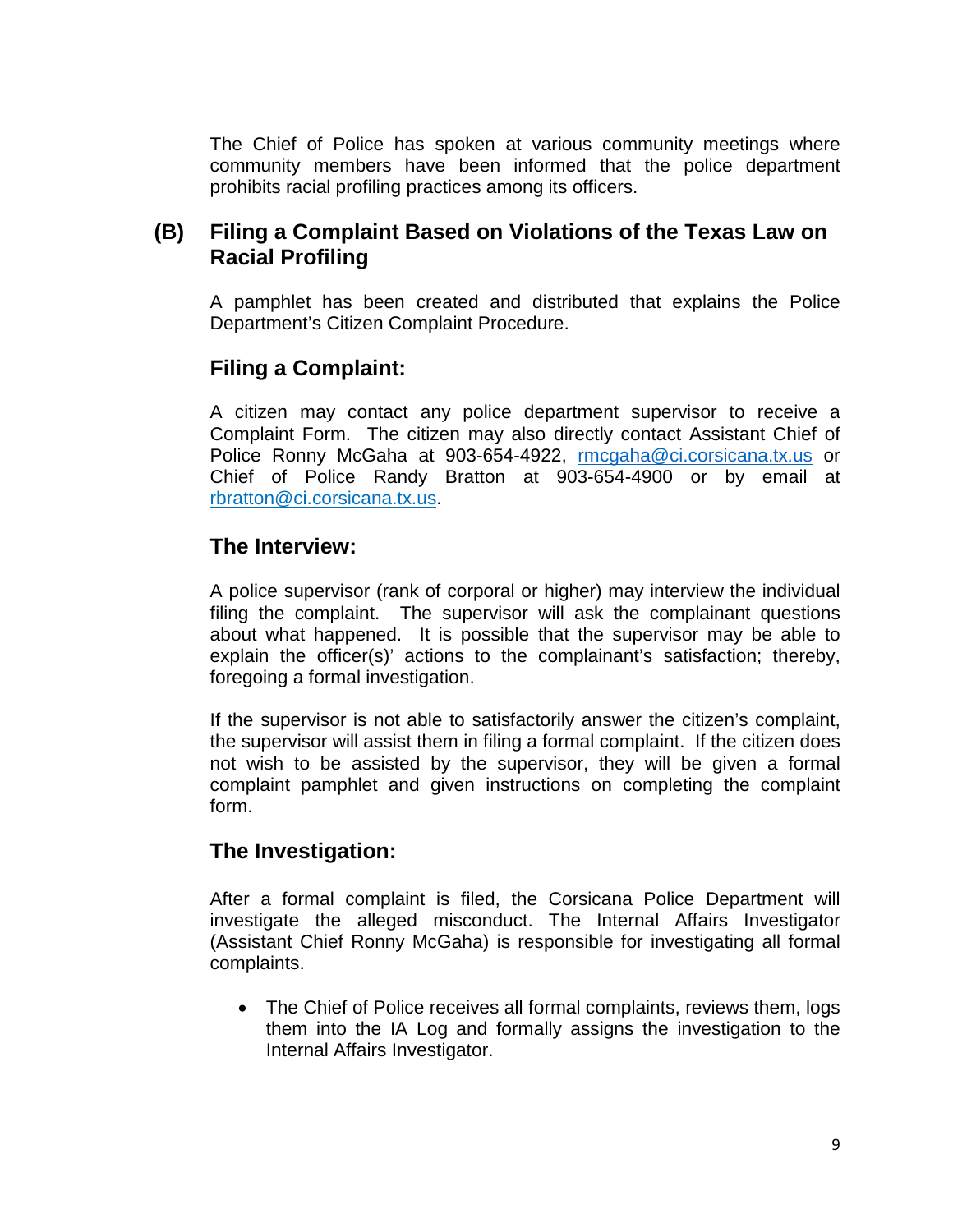The Chief of Police has spoken at various community meetings where community members have been informed that the police department prohibits racial profiling practices among its officers.

## (B) Filing a Complaint Based on Violations of the Texas Law on Racial Profiling

A pamphlet has been created and distributed that explains the Police Department's Citizen Complaint Procedure.

### Filing a Complaint:

A citizen may contact any police department supervisor to receive a Complaint Form. The citizen may also directly contact Assistant Chief of Police Ronny McGaha at 903-654-4922, rmcgaha@ci.corsicana.tx.us or Chief of Police Randy Bratton at 903-654-4900 or by email at rbratton@ci.corsicana.tx.us.

### The Interview:

A police supervisor (rank of corporal or higher) may interview the individual filing the complaint. The supervisor will ask the complainant questions about what happened. It is possible that the supervisor may be able to explain the officer(s)' actions to the complainant's satisfaction; thereby, foregoing a formal investigation.

If the supervisor is not able to satisfactorily answer the citizen's complaint, the supervisor will assist them in filing a formal complaint. If the citizen does not wish to be assisted by the supervisor, they will be given a formal complaint pamphlet and given instructions on completing the complaint form.

### The Investigation:

After a formal complaint is filed, the Corsicana Police Department will investigate the alleged misconduct. The Internal Affairs Investigator (Assistant Chief Ronny McGaha) is responsible for investigating all formal complaints.

- The Chief of Police receives all formal complaints, reviews them, logs them into the IA Log and formally assigns the investigation to the Internal Affairs Investigator.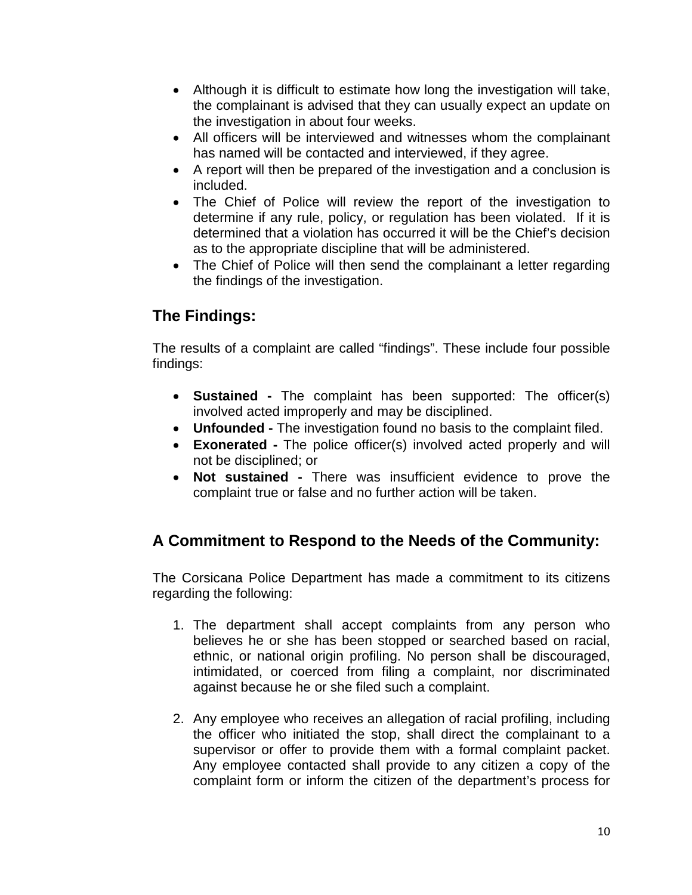- Although it is difficult to estimate how long the investigation will take, the complainant is advised that they can usually expect an update on the investigation in about four weeks.
- All officers will be interviewed and witnesses whom the complainant has named will be contacted and interviewed, if they agree.
- A report will then be prepared of the investigation and a conclusion is included.
- The Chief of Police will review the report of the investigation to determine if any rule, policy, or regulation has been violated. If it is determined that a violation has occurred it will be the Chief's decision as to the appropriate discipline that will be administered.
- The Chief of Police will then send the complainant a letter regarding the findings of the investigation.

## The Findings:

The results of a complaint are called "findings". These include four possible findings:

- **Sustained -** The complaint has been supported: The officer(s) involved acted improperly and may be disciplined.
- **Unfounded -** The investigation found no basis to the complaint filed.
- **Exonerated -** The police officer(s) involved acted properly and will not be disciplined; or
- **Not sustained -** There was insufficient evidence to prove the complaint true or false and no further action will be taken.

## A Commitment to Respond to the Needs of the Community:

The Corsicana Police Department has made a commitment to its citizens regarding the following:

1. The department shall accept complaints from any person who believes he or she has been stopped or searched based on racial, ethnic, or national origin profiling. No person shall be discouraged, intimidated, or coerced from filing a complaint, nor discriminated against because he or she filed such a complaint.

2. Any employee who receives an allegation of racial profiling, including the officer who initiated the stop, shall direct the complainant to a supervisor or offer to provide them with a formal complaint packet. Any employee contacted shall provide to any citizen a copy of the complaint form or inform the citizen of the department's process for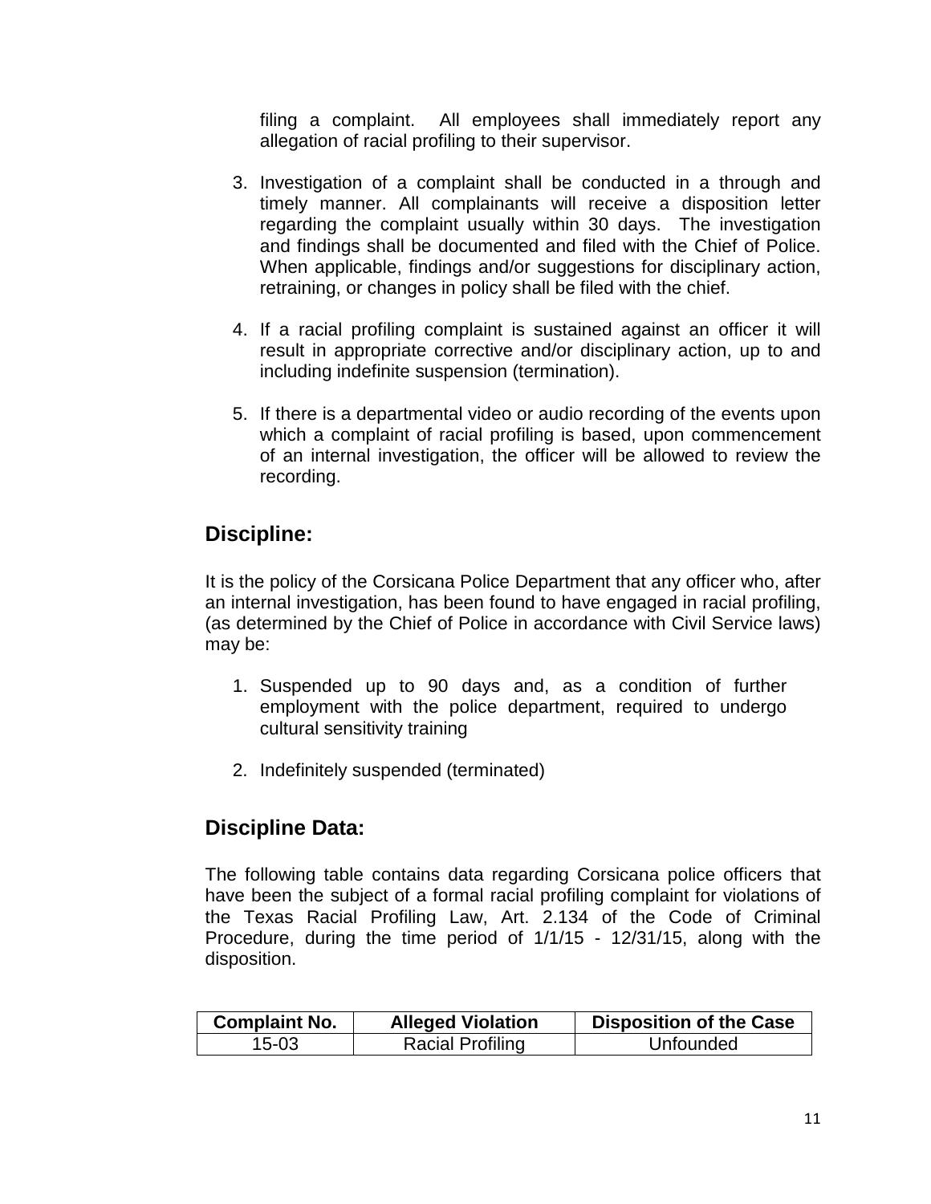filing a complaint. All employees shall immediately report any allegation of racial profiling to their supervisor.

3. Investigation of a complaint shall be conducted in a through and timely manner. All complainants will receive a disposition letter regarding the complaint usually within 30 days. The investigation and findings shall be documented and filed with the Chief of Police. When applicable, findings and/or suggestions for disciplinary action, retraining, or changes in policy shall be filed with the chief.

4. If a racial profiling complaint is sustained against an officer it will result in appropriate corrective and/or disciplinary action, up to and including indefinite suspension (termination).

5. If there is a departmental video or audio recording of the events upon which a complaint of racial profiling is based, upon commencement of an internal investigation, the officer will be allowed to review the recording.

## Discipline:

It is the policy of the Corsicana Police Department that any officer who, after an internal investigation, has been found to have engaged in racial profiling, (as determined by the Chief of Police in accordance with Civil Service laws) may be:

1. Suspended up to 90 days and, as a condition of further employment with the police department, required to undergo cultural sensitivity training

2. Indefinitely suspended (terminated)

## Discipline Data:

The following table contains data regarding Corsicana police officers that have been the subject of a formal racial profiling complaint for violations of the Texas Racial Profiling Law, Art. 2.134 of the Code of Criminal Procedure, during the time period of 1/1/15 - 12/31/15, along with the disposition.

| Complaint No. | Alleged Violation | Disposition of the Case |
|---|---|---|
| 15-03 | Racial Profiling | Unfounded |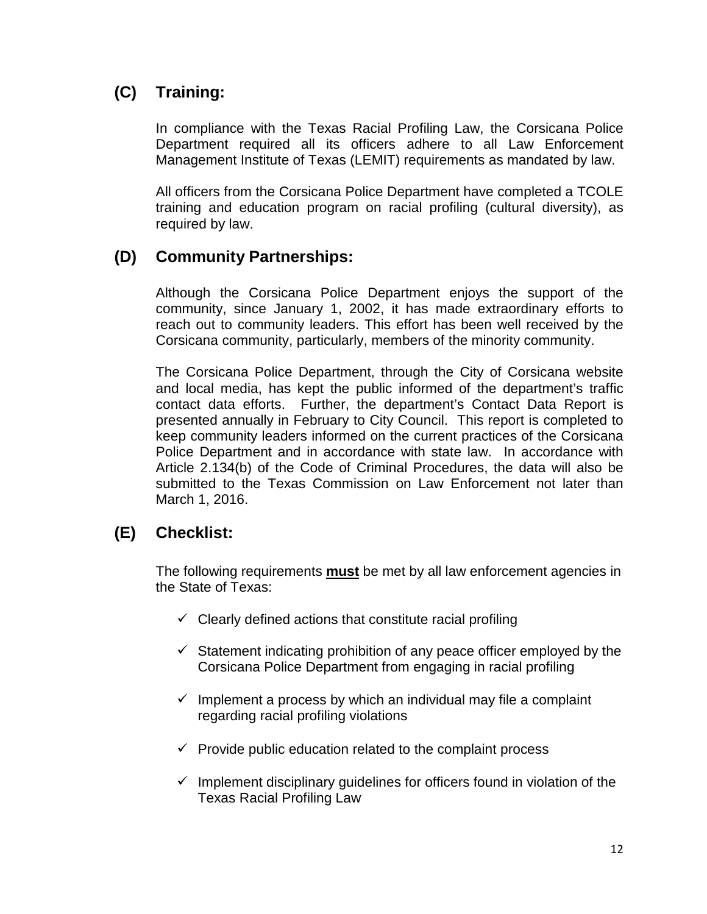## (C) Training:

In compliance with the Texas Racial Profiling Law, the Corsicana Police Department required all its officers adhere to all Law Enforcement Management Institute of Texas (LEMIT) requirements as mandated by law.

All officers from the Corsicana Police Department have completed a TCOLE training and education program on racial profiling (cultural diversity), as required by law.

## (D) Community Partnerships:

Although the Corsicana Police Department enjoys the support of the community, since January 1, 2002, it has made extraordinary efforts to reach out to community leaders. This effort has been well received by the Corsicana community, particularly, members of the minority community.

The Corsicana Police Department, through the City of Corsicana website and local media, has kept the public informed of the department's traffic contact data efforts. Further, the department's Contact Data Report is presented annually in February to City Council. This report is completed to keep community leaders informed on the current practices of the Corsicana Police Department and in accordance with state law. In accordance with Article 2.134(b) of the Code of Criminal Procedures, the data will also be submitted to the Texas Commission on Law Enforcement not later than March 1, 2016.

## (E) Checklist:

The following requirements **must** be met by all law enforcement agencies in the State of Texas:

- ✓ Clearly defined actions that constitute racial profiling
- ✓ Statement indicating prohibition of any peace officer employed by the Corsicana Police Department from engaging in racial profiling
- ✓ Implement a process by which an individual may file a complaint regarding racial profiling violations
- ✓ Provide public education related to the complaint process
- ✓ Implement disciplinary guidelines for officers found in violation of the Texas Racial Profiling Law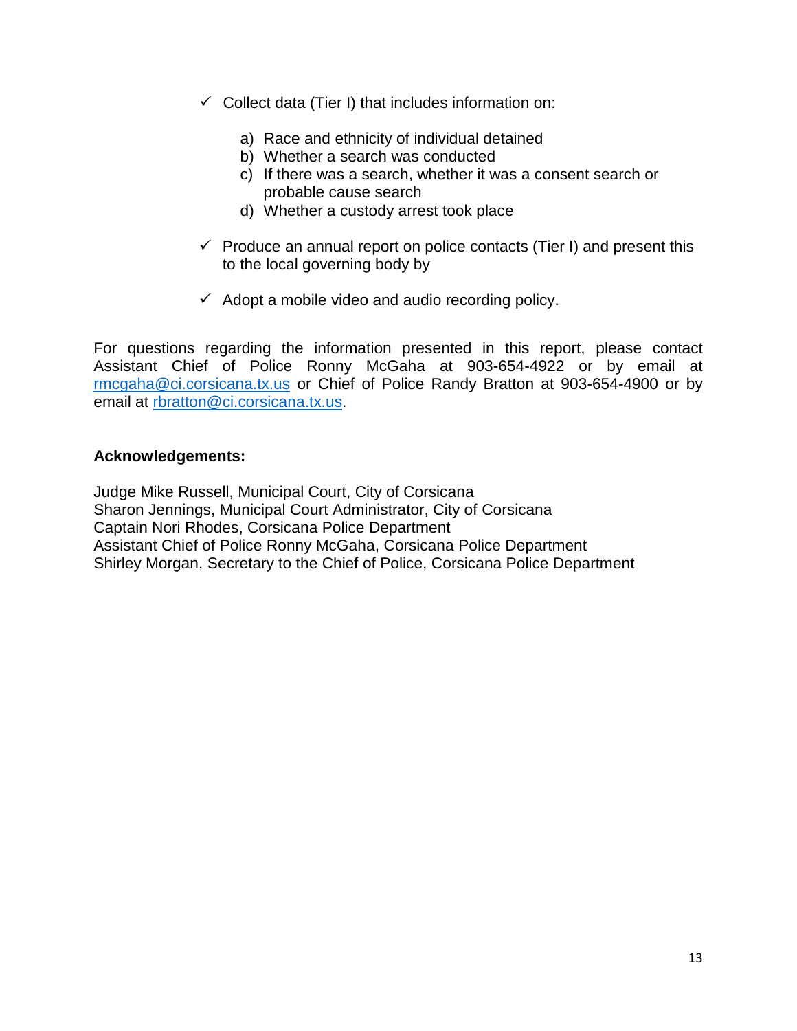- ✓ Collect data (Tier I) that includes information on:

  a) Race and ethnicity of individual detained
  b) Whether a search was conducted
  c) If there was a search, whether it was a consent search or probable cause search
  d) Whether a custody arrest took place

- ✓ Produce an annual report on police contacts (Tier I) and present this to the local governing body by

- ✓ Adopt a mobile video and audio recording policy.

For questions regarding the information presented in this report, please contact Assistant Chief of Police Ronny McGaha at 903-654-4922 or by email at rmcgaha@ci.corsicana.tx.us or Chief of Police Randy Bratton at 903-654-4900 or by email at rbratton@ci.corsicana.tx.us.

**Acknowledgements:**

Judge Mike Russell, Municipal Court, City of Corsicana
Sharon Jennings, Municipal Court Administrator, City of Corsicana
Captain Nori Rhodes, Corsicana Police Department
Assistant Chief of Police Ronny McGaha, Corsicana Police Department
Shirley Morgan, Secretary to the Chief of Police, Corsicana Police Department